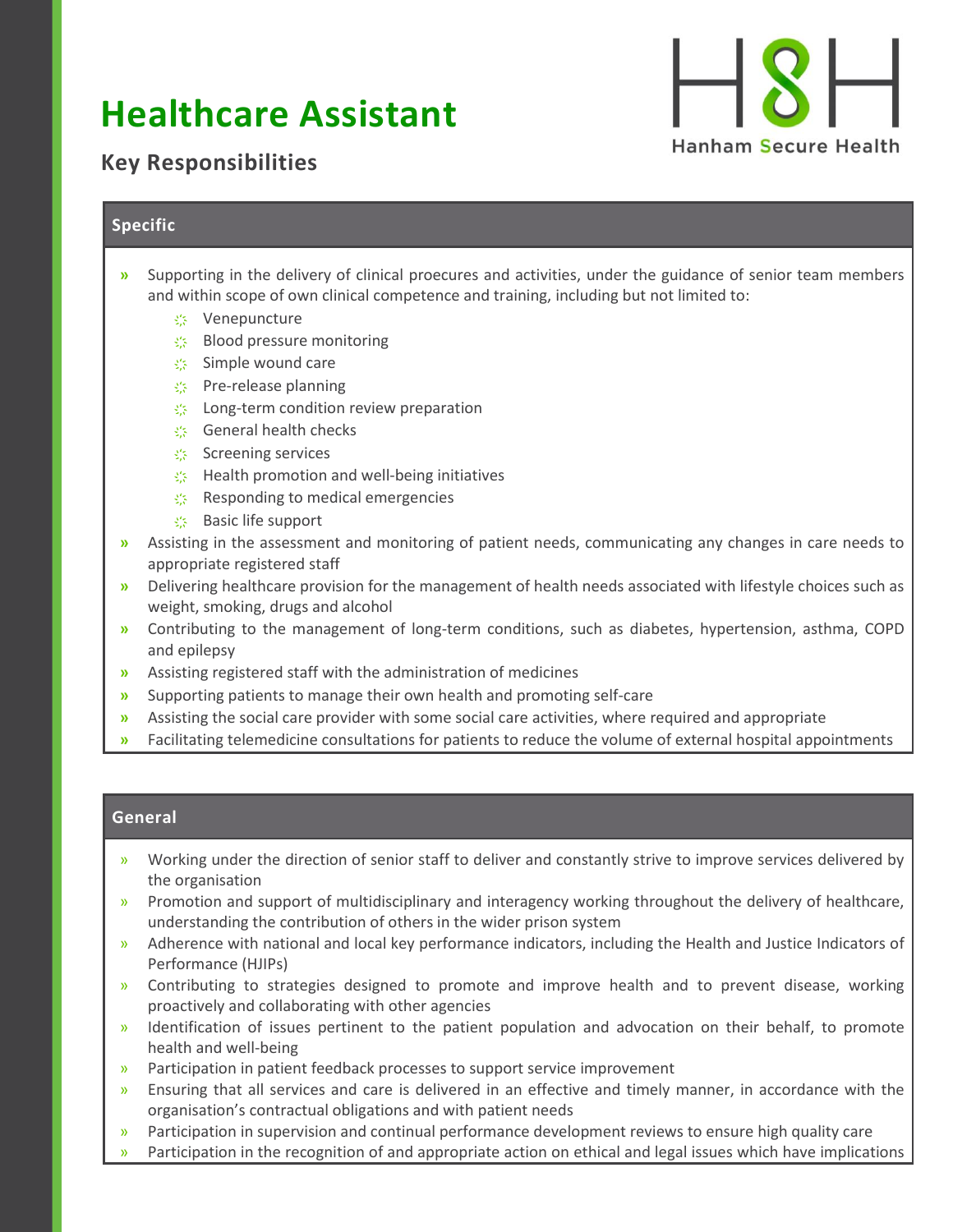# Healthcare Assistant

## Key Responsibilities

Hanham Secure Health

### Specific

- Supporting in the delivery of clinical proecures and activities, under the guidance of senior team members and within scope of own clinical competence and training, including but not limited to:
  - Venepuncture
  - Blood pressure monitoring
  - Simple wound care
  - Pre-release planning
  - Long-term condition review preparation
  - General health checks
  - Screening services
  - Health promotion and well-being initiatives
  - Responding to medical emergencies
  - Basic life support
- Assisting in the assessment and monitoring of patient needs, communicating any changes in care needs to appropriate registered staff
- Delivering healthcare provision for the management of health needs associated with lifestyle choices such as weight, smoking, drugs and alcohol
- Contributing to the management of long-term conditions, such as diabetes, hypertension, asthma, COPD and epilepsy
- Assisting registered staff with the administration of medicines
- Supporting patients to manage their own health and promoting self-care
- Assisting the social care provider with some social care activities, where required and appropriate
- Facilitating telemedicine consultations for patients to reduce the volume of external hospital appointments

### General

- Working under the direction of senior staff to deliver and constantly strive to improve services delivered by the organisation
- Promotion and support of multidisciplinary and interagency working throughout the delivery of healthcare, understanding the contribution of others in the wider prison system
- Adherence with national and local key performance indicators, including the Health and Justice Indicators of Performance (HJIPs)
- Contributing to strategies designed to promote and improve health and to prevent disease, working proactively and collaborating with other agencies
- Identification of issues pertinent to the patient population and advocation on their behalf, to promote health and well-being
- Participation in patient feedback processes to support service improvement
- Ensuring that all services and care is delivered in an effective and timely manner, in accordance with the organisation's contractual obligations and with patient needs
- Participation in supervision and continual performance development reviews to ensure high quality care
- Participation in the recognition of and appropriate action on ethical and legal issues which have implications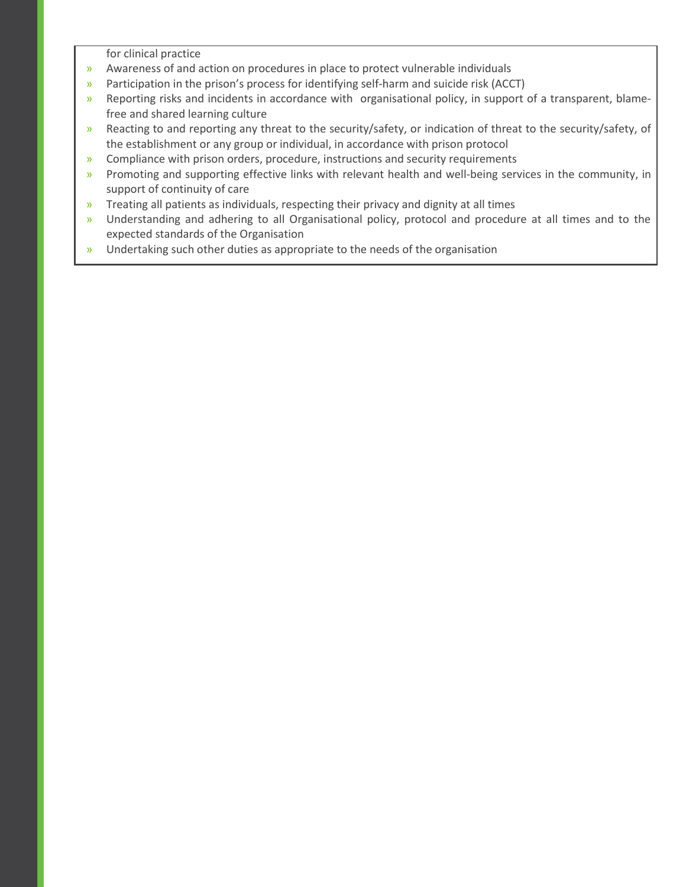for clinical practice

- Awareness of and action on procedures in place to protect vulnerable individuals
- Participation in the prison's process for identifying self-harm and suicide risk (ACCT)
- Reporting risks and incidents in accordance with organisational policy, in support of a transparent, blame-free and shared learning culture
- Reacting to and reporting any threat to the security/safety, or indication of threat to the security/safety, of the establishment or any group or individual, in accordance with prison protocol
- Compliance with prison orders, procedure, instructions and security requirements
- Promoting and supporting effective links with relevant health and well-being services in the community, in support of continuity of care
- Treating all patients as individuals, respecting their privacy and dignity at all times
- Understanding and adhering to all Organisational policy, protocol and procedure at all times and to the expected standards of the Organisation
- Undertaking such other duties as appropriate to the needs of the organisation